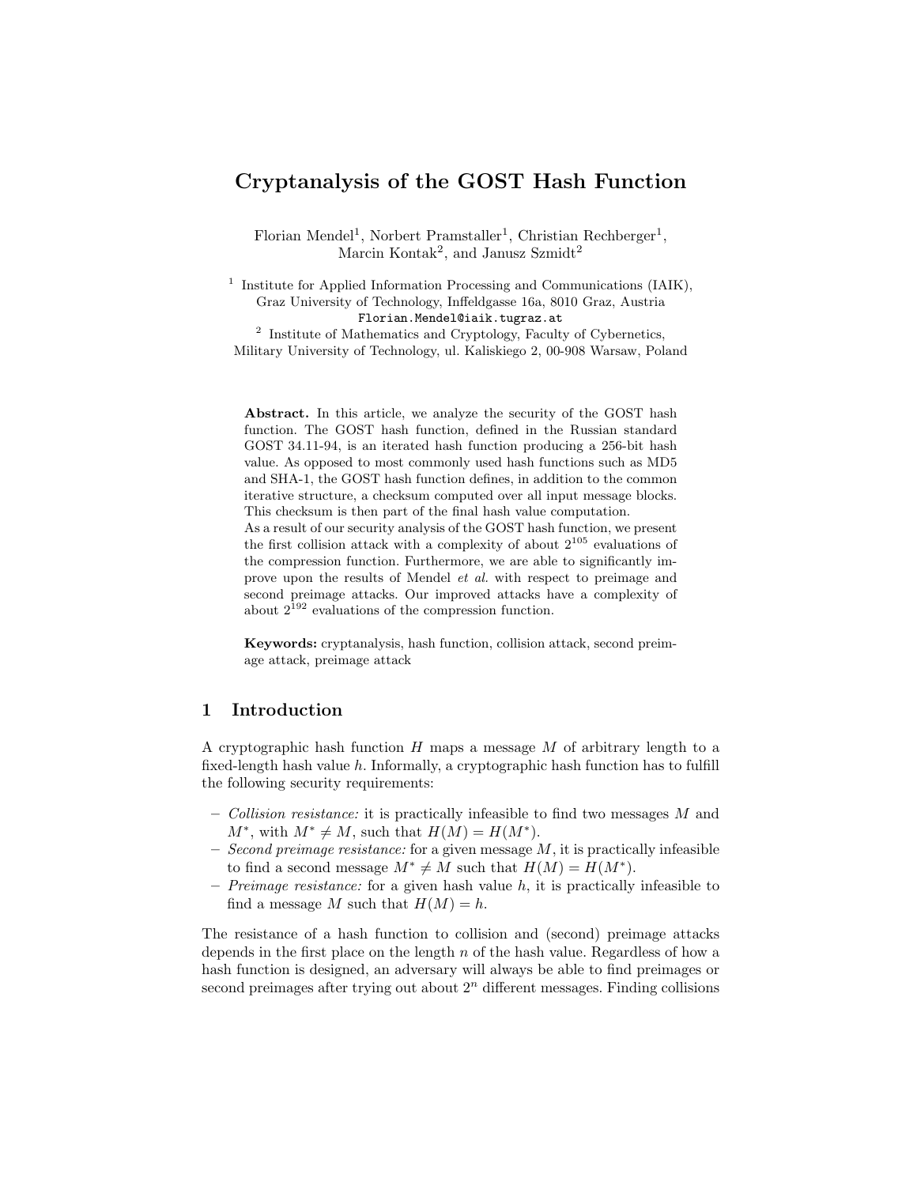# Cryptanalysis of the GOST Hash Function

Florian Mendel[1], Norbert Pramstaller[1], Christian Rechberger[1], Marcin Kontak[2], and Janusz Szmidt[2]

[1] Institute for Applied Information Processing and Communications (IAIK), Graz University of Technology, Inffeldgasse 16a, 8010 Graz, Austria
Florian.Mendel@iaik.tugraz.at

[2] Institute of Mathematics and Cryptology, Faculty of Cybernetics, Military University of Technology, ul. Kaliskiego 2, 00-908 Warsaw, Poland

**Abstract.** In this article, we analyze the security of the GOST hash function. The GOST hash function, defined in the Russian standard GOST 34.11-94, is an iterated hash function producing a 256-bit hash value. As opposed to most commonly used hash functions such as MD5 and SHA-1, the GOST hash function defines, in addition to the common iterative structure, a checksum computed over all input message blocks. This checksum is then part of the final hash value computation.
As a result of our security analysis of the GOST hash function, we present the first collision attack with a complexity of about $2^{105}$ evaluations of the compression function. Furthermore, we are able to significantly improve upon the results of Mendel *et al.* with respect to preimage and second preimage attacks. Our improved attacks have a complexity of about $2^{192}$ evaluations of the compression function.

**Keywords:** cryptanalysis, hash function, collision attack, second preimage attack, preimage attack

## 1 Introduction

A cryptographic hash function $H$ maps a message $M$ of arbitrary length to a fixed-length hash value $h$. Informally, a cryptographic hash function has to fulfill the following security requirements:

- *Collision resistance:* it is practically infeasible to find two messages $M$ and $M^*$, with $M^* \neq M$, such that $H(M) = H(M^*)$.
- *Second preimage resistance:* for a given message $M$, it is practically infeasible to find a second message $M^* \neq M$ such that $H(M) = H(M^*)$.
- *Preimage resistance:* for a given hash value $h$, it is practically infeasible to find a message $M$ such that $H(M) = h$.

The resistance of a hash function to collision and (second) preimage attacks depends in the first place on the length $n$ of the hash value. Regardless of how a hash function is designed, an adversary will always be able to find preimages or second preimages after trying out about $2^n$ different messages. Finding collisions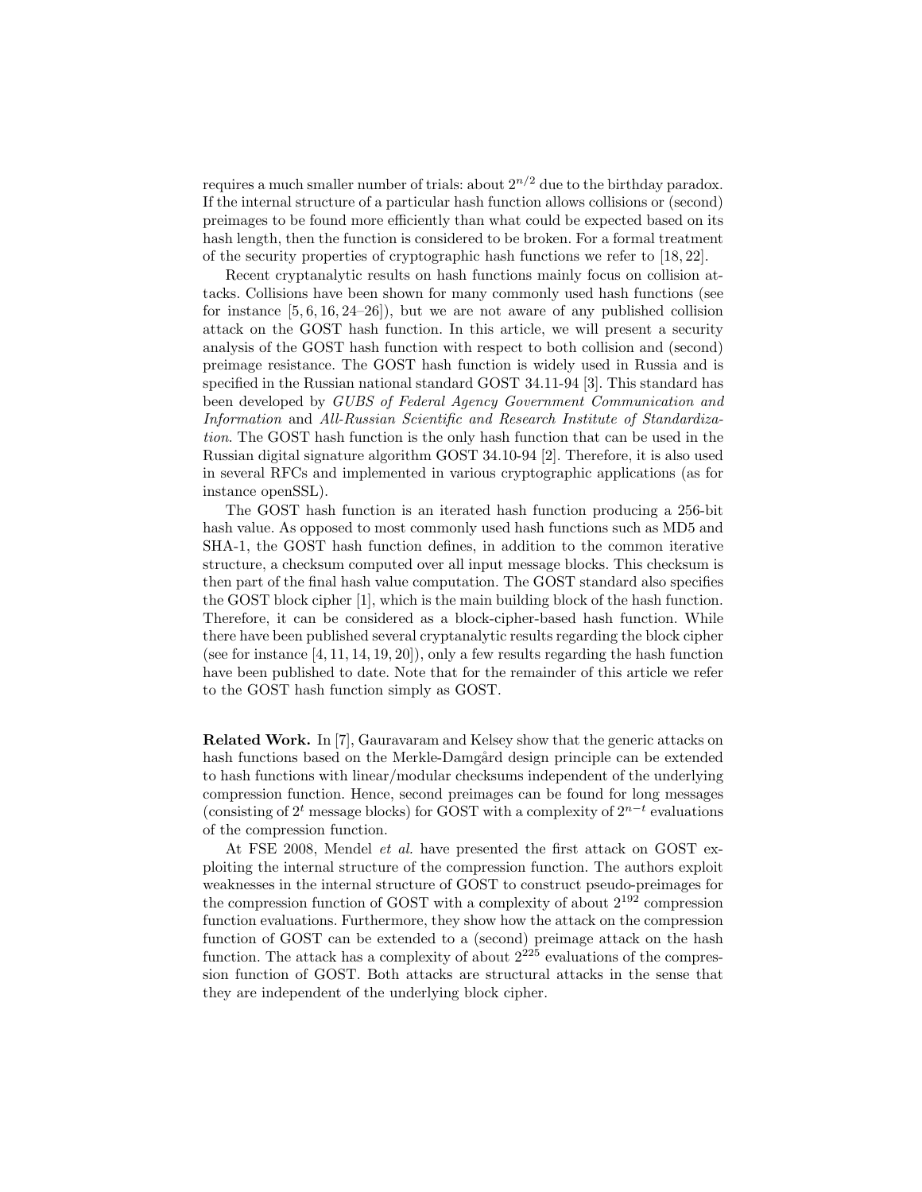requires a much smaller number of trials: about $2^{n/2}$ due to the birthday paradox. If the internal structure of a particular hash function allows collisions or (second) preimages to be found more efficiently than what could be expected based on its hash length, then the function is considered to be broken. For a formal treatment of the security properties of cryptographic hash functions we refer to [18, 22].

Recent cryptanalytic results on hash functions mainly focus on collision attacks. Collisions have been shown for many commonly used hash functions (see for instance [5, 6, 16, 24–26]), but we are not aware of any published collision attack on the GOST hash function. In this article, we will present a security analysis of the GOST hash function with respect to both collision and (second) preimage resistance. The GOST hash function is widely used in Russia and is specified in the Russian national standard GOST 34.11-94 [3]. This standard has been developed by *GUBS of Federal Agency Government Communication and Information* and *All-Russian Scientific and Research Institute of Standardization*. The GOST hash function is the only hash function that can be used in the Russian digital signature algorithm GOST 34.10-94 [2]. Therefore, it is also used in several RFCs and implemented in various cryptographic applications (as for instance openSSL).

The GOST hash function is an iterated hash function producing a 256-bit hash value. As opposed to most commonly used hash functions such as MD5 and SHA-1, the GOST hash function defines, in addition to the common iterative structure, a checksum computed over all input message blocks. This checksum is then part of the final hash value computation. The GOST standard also specifies the GOST block cipher [1], which is the main building block of the hash function. Therefore, it can be considered as a block-cipher-based hash function. While there have been published several cryptanalytic results regarding the block cipher (see for instance [4, 11, 14, 19, 20]), only a few results regarding the hash function have been published to date. Note that for the remainder of this article we refer to the GOST hash function simply as GOST.

**Related Work.** In [7], Gauravaram and Kelsey show that the generic attacks on hash functions based on the Merkle-Damgård design principle can be extended to hash functions with linear/modular checksums independent of the underlying compression function. Hence, second preimages can be found for long messages (consisting of $2^t$ message blocks) for GOST with a complexity of $2^{n-t}$ evaluations of the compression function.

At FSE 2008, Mendel *et al.* have presented the first attack on GOST exploiting the internal structure of the compression function. The authors exploit weaknesses in the internal structure of GOST to construct pseudo-preimages for the compression function of GOST with a complexity of about $2^{192}$ compression function evaluations. Furthermore, they show how the attack on the compression function of GOST can be extended to a (second) preimage attack on the hash function. The attack has a complexity of about $2^{225}$ evaluations of the compression function of GOST. Both attacks are structural attacks in the sense that they are independent of the underlying block cipher.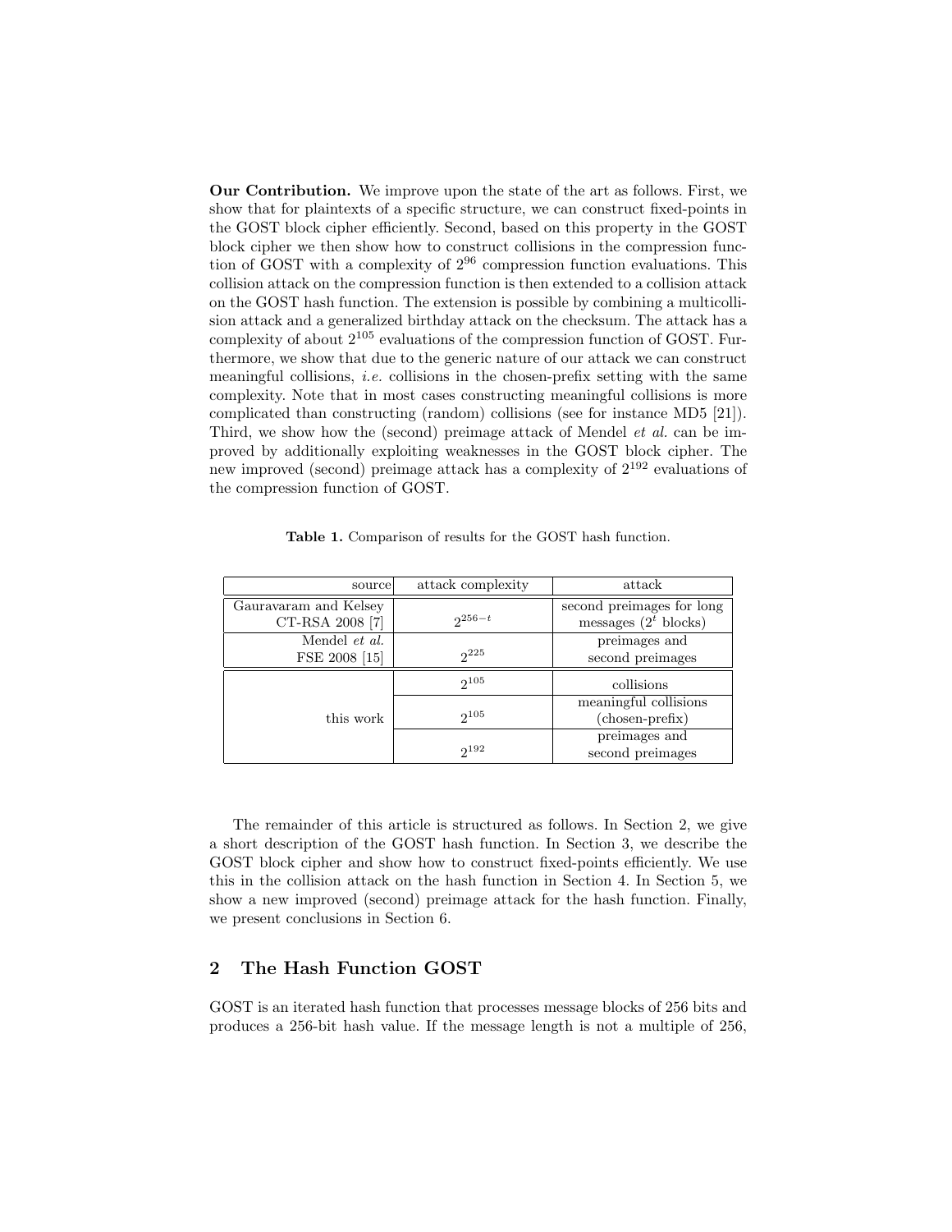**Our Contribution.** We improve upon the state of the art as follows. First, we show that for plaintexts of a specific structure, we can construct fixed-points in the GOST block cipher efficiently. Second, based on this property in the GOST block cipher we then show how to construct collisions in the compression function of GOST with a complexity of $2^{96}$ compression function evaluations. This collision attack on the compression function is then extended to a collision attack on the GOST hash function. The extension is possible by combining a multicollision attack and a generalized birthday attack on the checksum. The attack has a complexity of about $2^{105}$ evaluations of the compression function of GOST. Furthermore, we show that due to the generic nature of our attack we can construct meaningful collisions, *i.e.* collisions in the chosen-prefix setting with the same complexity. Note that in most cases constructing meaningful collisions is more complicated than constructing (random) collisions (see for instance MD5 [21]). Third, we show how the (second) preimage attack of Mendel *et al.* can be improved by additionally exploiting weaknesses in the GOST block cipher. The new improved (second) preimage attack has a complexity of $2^{192}$ evaluations of the compression function of GOST.

**Table 1.** Comparison of results for the GOST hash function.

| source | attack complexity | attack |
|---|---|---|
| Gauravaram and Kelsey CT-RSA 2008 [7] | $2^{256-t}$ | second preimages for long messages ($2^t$ blocks) |
| Mendel *et al.* FSE 2008 [15] | $2^{225}$ | preimages and second preimages |
| this work | $2^{105}$ | collisions |
| | $2^{105}$ | meaningful collisions (chosen-prefix) |
| | $2^{192}$ | preimages and second preimages |

The remainder of this article is structured as follows. In Section 2, we give a short description of the GOST hash function. In Section 3, we describe the GOST block cipher and show how to construct fixed-points efficiently. We use this in the collision attack on the hash function in Section 4. In Section 5, we show a new improved (second) preimage attack for the hash function. Finally, we present conclusions in Section 6.

## 2 The Hash Function GOST

GOST is an iterated hash function that processes message blocks of 256 bits and produces a 256-bit hash value. If the message length is not a multiple of 256,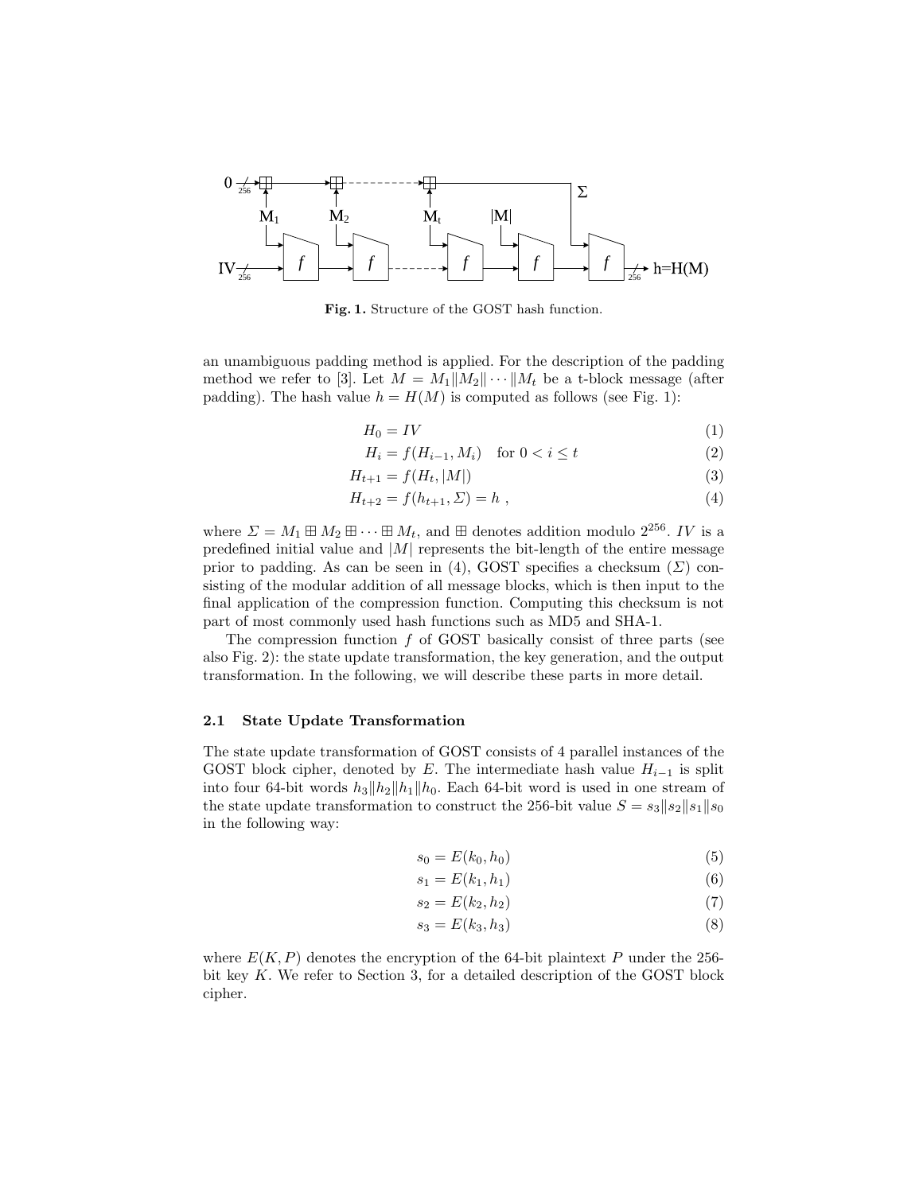Fig. 1. Structure of the GOST hash function.

an unambiguous padding method is applied. For the description of the padding method we refer to [3]. Let $M = M_1 \| M_2 \| \cdots \| M_t$ be a t-block message (after padding). The hash value $h = H(M)$ is computed as follows (see Fig. 1):

$$H_0 = IV \tag{1}$$

$$H_i = f(H_{i-1}, M_i) \quad \text{for } 0 < i \leq t \tag{2}$$

$$H_{t+1} = f(H_t, |M|) \tag{3}$$

$$H_{t+2} = f(h_{t+1}, \Sigma) = h \ , \tag{4}$$

where $\Sigma = M_1 \boxplus M_2 \boxplus \cdots \boxplus M_t$, and $\boxplus$ denotes addition modulo $2^{256}$. $IV$ is a predefined initial value and $|M|$ represents the bit-length of the entire message prior to padding. As can be seen in (4), GOST specifies a checksum ($\Sigma$) consisting of the modular addition of all message blocks, which is then input to the final application of the compression function. Computing this checksum is not part of most commonly used hash functions such as MD5 and SHA-1.

The compression function $f$ of GOST basically consist of three parts (see also Fig. 2): the state update transformation, the key generation, and the output transformation. In the following, we will describe these parts in more detail.

### 2.1 State Update Transformation

The state update transformation of GOST consists of 4 parallel instances of the GOST block cipher, denoted by $E$. The intermediate hash value $H_{i-1}$ is split into four 64-bit words $h_3 \| h_2 \| h_1 \| h_0$. Each 64-bit word is used in one stream of the state update transformation to construct the 256-bit value $S = s_3 \| s_2 \| s_1 \| s_0$ in the following way:

$$s_0 = E(k_0, h_0) \tag{5}$$

$$s_1 = E(k_1, h_1) \tag{6}$$

$$s_2 = E(k_2, h_2) \tag{7}$$

$$s_3 = E(k_3, h_3) \tag{8}$$

where $E(K, P)$ denotes the encryption of the 64-bit plaintext $P$ under the 256-bit key $K$. We refer to Section 3, for a detailed description of the GOST block cipher.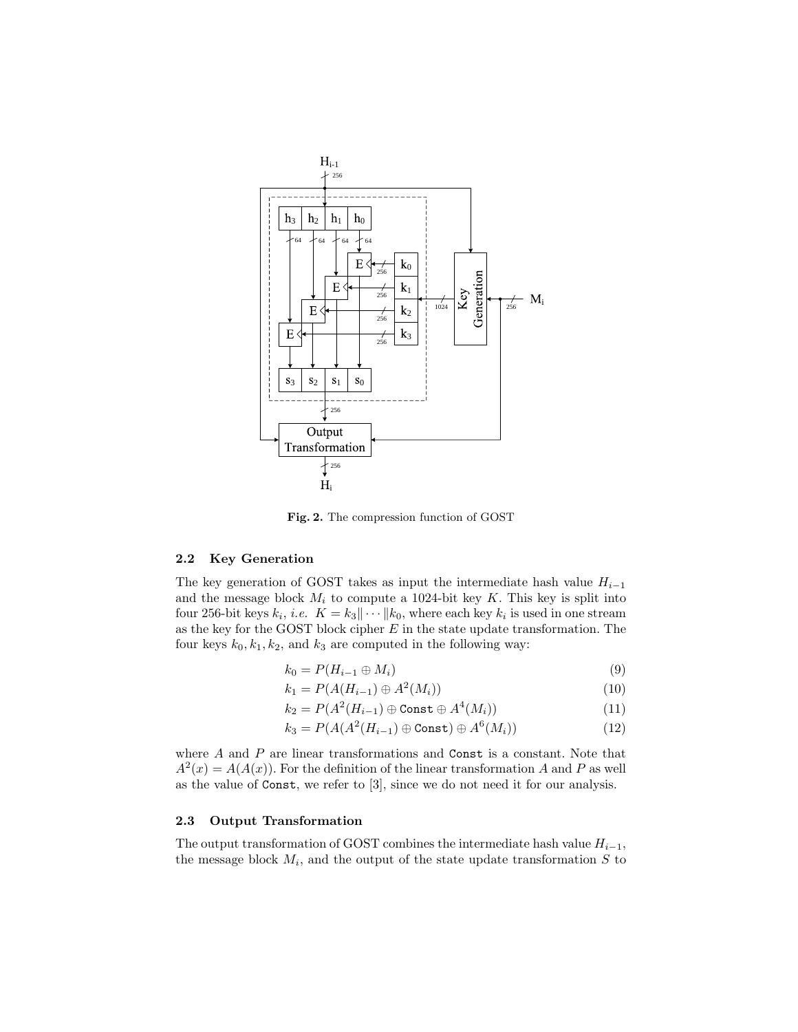**Fig. 2.** The compression function of GOST

### 2.2 Key Generation

The key generation of GOST takes as input the intermediate hash value $H_{i-1}$ and the message block $M_i$ to compute a 1024-bit key $K$. This key is split into four 256-bit keys $k_i$, *i.e.* $K = k_3 \| \cdots \| k_0$, where each key $k_i$ is used in one stream as the key for the GOST block cipher $E$ in the state update transformation. The four keys $k_0, k_1, k_2$, and $k_3$ are computed in the following way:

$$k_0 = P(H_{i-1} \oplus M_i) \tag{9}$$

$$k_1 = P(A(H_{i-1}) \oplus A^2(M_i)) \tag{10}$$

$$k_2 = P(A^2(H_{i-1}) \oplus \texttt{Const} \oplus A^4(M_i)) \tag{11}$$

$$k_3 = P(A(A^2(H_{i-1}) \oplus \texttt{Const}) \oplus A^6(M_i)) \tag{12}$$

where $A$ and $P$ are linear transformations and `Const` is a constant. Note that $A^2(x) = A(A(x))$. For the definition of the linear transformation $A$ and $P$ as well as the value of `Const`, we refer to [3], since we do not need it for our analysis.

### 2.3 Output Transformation

The output transformation of GOST combines the intermediate hash value $H_{i-1}$, the message block $M_i$, and the output of the state update transformation $S$ to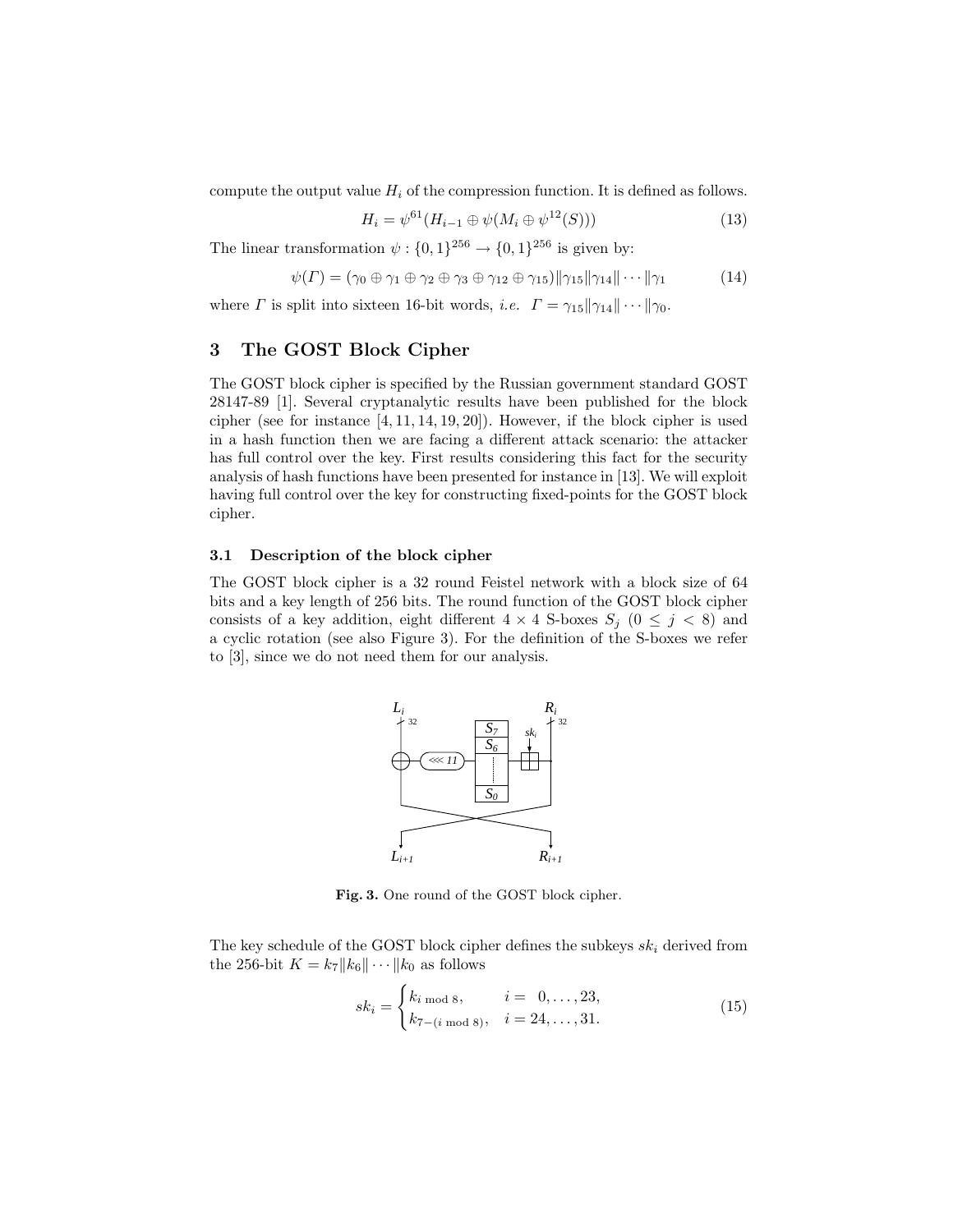compute the output value $H_i$ of the compression function. It is defined as follows.

$$H_i = \psi^{61}(H_{i-1} \oplus \psi(M_i \oplus \psi^{12}(S))) \tag{13}$$

The linear transformation $\psi : \{0,1\}^{256} \rightarrow \{0,1\}^{256}$ is given by:

$$\psi(\Gamma) = (\gamma_0 \oplus \gamma_1 \oplus \gamma_2 \oplus \gamma_3 \oplus \gamma_{12} \oplus \gamma_{15}) \| \gamma_{15} \| \gamma_{14} \| \cdots \| \gamma_1 \tag{14}$$

where $\Gamma$ is split into sixteen 16-bit words, *i.e.* $\Gamma = \gamma_{15} \| \gamma_{14} \| \cdots \| \gamma_0$.

## 3 The GOST Block Cipher

The GOST block cipher is specified by the Russian government standard GOST 28147-89 [1]. Several cryptanalytic results have been published for the block cipher (see for instance [4, 11, 14, 19, 20]). However, if the block cipher is used in a hash function then we are facing a different attack scenario: the attacker has full control over the key. First results considering this fact for the security analysis of hash functions have been presented for instance in [13]. We will exploit having full control over the key for constructing fixed-points for the GOST block cipher.

### 3.1 Description of the block cipher

The GOST block cipher is a 32 round Feistel network with a block size of 64 bits and a key length of 256 bits. The round function of the GOST block cipher consists of a key addition, eight different $4 \times 4$ S-boxes $S_j$ $(0 \leq j < 8)$ and a cyclic rotation (see also Figure 3). For the definition of the S-boxes we refer to [3], since we do not need them for our analysis.

**Fig. 3.** One round of the GOST block cipher.

The key schedule of the GOST block cipher defines the subkeys $sk_i$ derived from the 256-bit $K = k_7 \| k_6 \| \cdots \| k_0$ as follows

$$sk_i = \begin{cases} k_{i \bmod 8}, & i = 0, \ldots, 23, \\ k_{7-(i \bmod 8)}, & i = 24, \ldots, 31. \end{cases} \tag{15}$$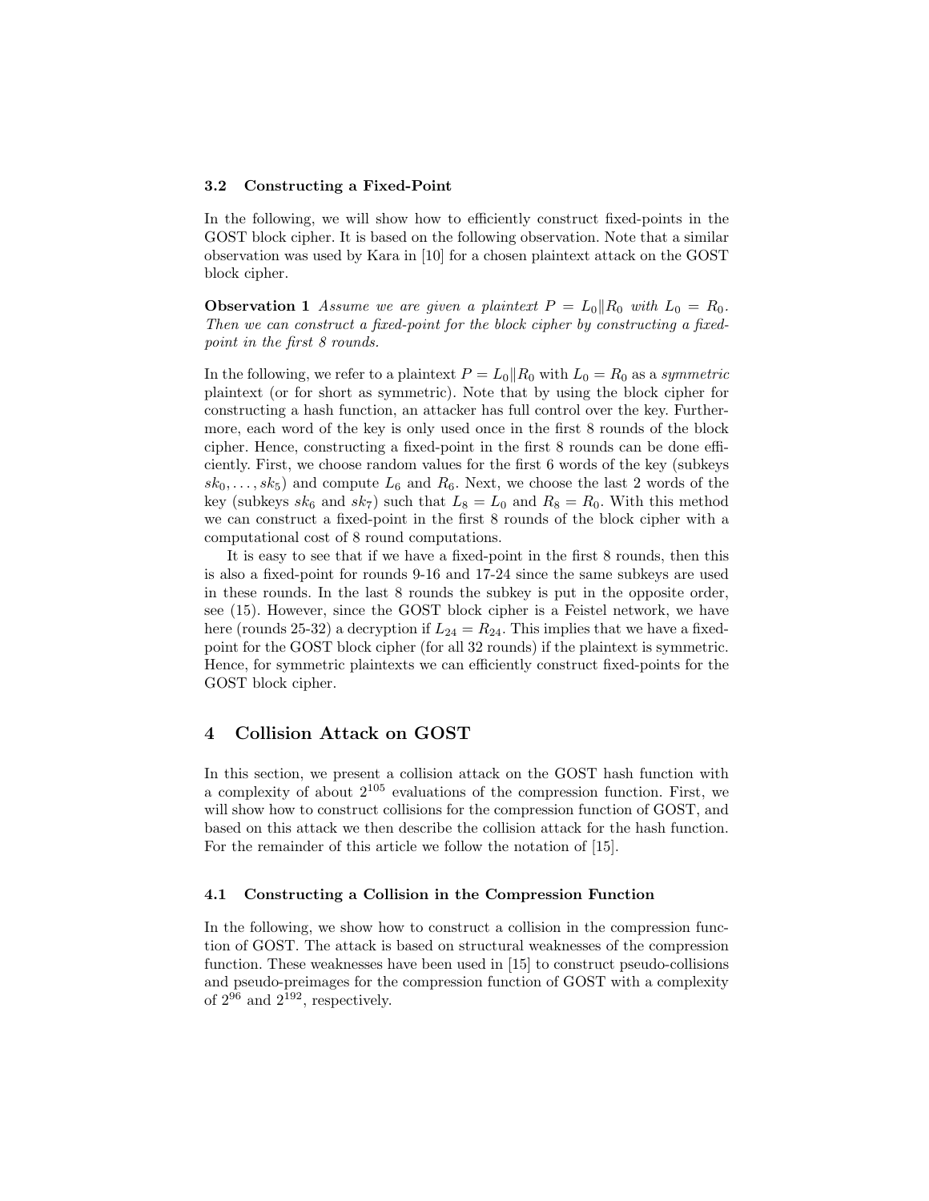### 3.2 Constructing a Fixed-Point

In the following, we will show how to efficiently construct fixed-points in the GOST block cipher. It is based on the following observation. Note that a similar observation was used by Kara in [10] for a chosen plaintext attack on the GOST block cipher.

**Observation 1** *Assume we are given a plaintext $P = L_0 \| R_0$ with $L_0 = R_0$. Then we can construct a fixed-point for the block cipher by constructing a fixed-point in the first 8 rounds.*

In the following, we refer to a plaintext $P = L_0 \| R_0$ with $L_0 = R_0$ as a *symmetric* plaintext (or for short as symmetric). Note that by using the block cipher for constructing a hash function, an attacker has full control over the key. Furthermore, each word of the key is only used once in the first 8 rounds of the block cipher. Hence, constructing a fixed-point in the first 8 rounds can be done efficiently. First, we choose random values for the first 6 words of the key (subkeys $sk_0, \ldots, sk_5$) and compute $L_6$ and $R_6$. Next, we choose the last 2 words of the key (subkeys $sk_6$ and $sk_7$) such that $L_8 = L_0$ and $R_8 = R_0$. With this method we can construct a fixed-point in the first 8 rounds of the block cipher with a computational cost of 8 round computations.

It is easy to see that if we have a fixed-point in the first 8 rounds, then this is also a fixed-point for rounds 9-16 and 17-24 since the same subkeys are used in these rounds. In the last 8 rounds the subkey is put in the opposite order, see (15). However, since the GOST block cipher is a Feistel network, we have here (rounds 25-32) a decryption if $L_{24} = R_{24}$. This implies that we have a fixed-point for the GOST block cipher (for all 32 rounds) if the plaintext is symmetric. Hence, for symmetric plaintexts we can efficiently construct fixed-points for the GOST block cipher.

## 4 Collision Attack on GOST

In this section, we present a collision attack on the GOST hash function with a complexity of about $2^{105}$ evaluations of the compression function. First, we will show how to construct collisions for the compression function of GOST, and based on this attack we then describe the collision attack for the hash function. For the remainder of this article we follow the notation of [15].

### 4.1 Constructing a Collision in the Compression Function

In the following, we show how to construct a collision in the compression function of GOST. The attack is based on structural weaknesses of the compression function. These weaknesses have been used in [15] to construct pseudo-collisions and pseudo-preimages for the compression function of GOST with a complexity of $2^{96}$ and $2^{192}$, respectively.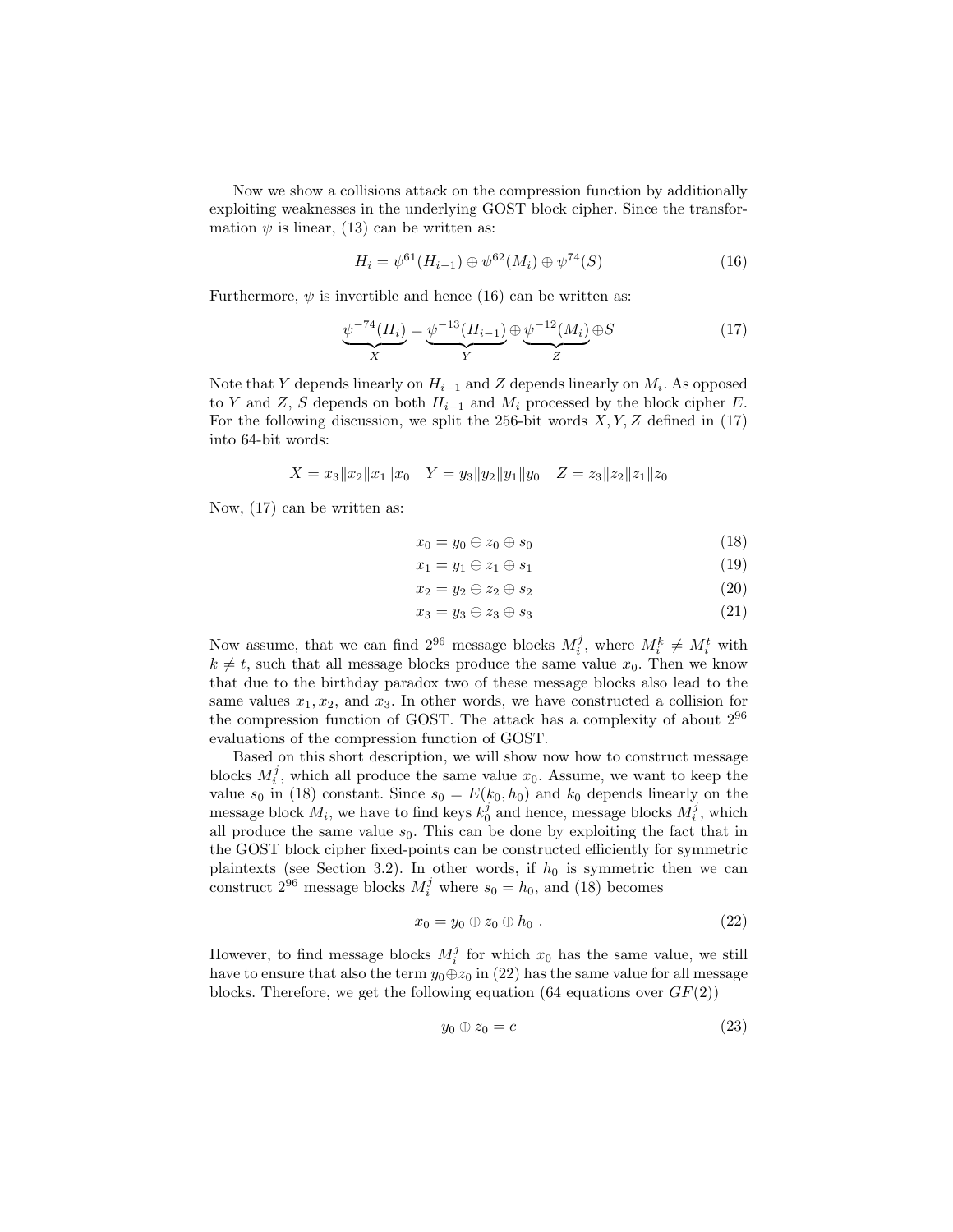Now we show a collisions attack on the compression function by additionally exploiting weaknesses in the underlying GOST block cipher. Since the transformation $\psi$ is linear, (13) can be written as:

$$H_i = \psi^{61}(H_{i-1}) \oplus \psi^{62}(M_i) \oplus \psi^{74}(S) \tag{16}$$

Furthermore, $\psi$ is invertible and hence (16) can be written as:

$$\underbrace{\psi^{-74}(H_i)}_{X} = \underbrace{\psi^{-13}(H_{i-1})}_{Y} \oplus \underbrace{\psi^{-12}(M_i)}_{Z} \oplus S \tag{17}$$

Note that $Y$ depends linearly on $H_{i-1}$ and $Z$ depends linearly on $M_i$. As opposed to $Y$ and $Z$, $S$ depends on both $H_{i-1}$ and $M_i$ processed by the block cipher $E$. For the following discussion, we split the 256-bit words $X, Y, Z$ defined in (17) into 64-bit words:

$$X = x_3 \| x_2 \| x_1 \| x_0 \quad Y = y_3 \| y_2 \| y_1 \| y_0 \quad Z = z_3 \| z_2 \| z_1 \| z_0$$

Now, (17) can be written as:

$$x_0 = y_0 \oplus z_0 \oplus s_0 \tag{18}$$

$$x_1 = y_1 \oplus z_1 \oplus s_1 \tag{19}$$

$$x_2 = y_2 \oplus z_2 \oplus s_2 \tag{20}$$

$$x_3 = y_3 \oplus z_3 \oplus s_3 \tag{21}$$

Now assume, that we can find $2^{96}$ message blocks $M_i^j$, where $M_i^k \neq M_i^t$ with $k \neq t$, such that all message blocks produce the same value $x_0$. Then we know that due to the birthday paradox two of these message blocks also lead to the same values $x_1, x_2$, and $x_3$. In other words, we have constructed a collision for the compression function of GOST. The attack has a complexity of about $2^{96}$ evaluations of the compression function of GOST.

Based on this short description, we will show now how to construct message blocks $M_i^j$, which all produce the same value $x_0$. Assume, we want to keep the value $s_0$ in (18) constant. Since $s_0 = E(k_0, h_0)$ and $k_0$ depends linearly on the message block $M_i$, we have to find keys $k_0^j$ and hence, message blocks $M_i^j$, which all produce the same value $s_0$. This can be done by exploiting the fact that in the GOST block cipher fixed-points can be constructed efficiently for symmetric plaintexts (see Section 3.2). In other words, if $h_0$ is symmetric then we can construct $2^{96}$ message blocks $M_i^j$ where $s_0 = h_0$, and (18) becomes

$$x_0 = y_0 \oplus z_0 \oplus h_0 \; . \tag{22}$$

However, to find message blocks $M_i^j$ for which $x_0$ has the same value, we still have to ensure that also the term $y_0 \oplus z_0$ in (22) has the same value for all message blocks. Therefore, we get the following equation (64 equations over $GF(2)$)

$$y_0 \oplus z_0 = c \tag{23}$$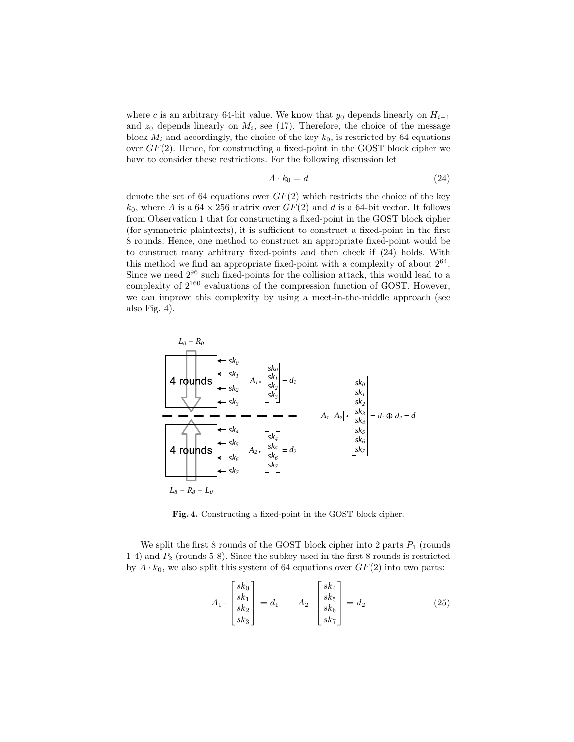where $c$ is an arbitrary 64-bit value. We know that $y_0$ depends linearly on $H_{i-1}$ and $z_0$ depends linearly on $M_i$, see (17). Therefore, the choice of the message block $M_i$ and accordingly, the choice of the key $k_0$, is restricted by 64 equations over $GF(2)$. Hence, for constructing a fixed-point in the GOST block cipher we have to consider these restrictions. For the following discussion let

$$A \cdot k_0 = d \tag{24}$$

denote the set of 64 equations over $GF(2)$ which restricts the choice of the key $k_0$, where $A$ is a $64 \times 256$ matrix over $GF(2)$ and $d$ is a 64-bit vector. It follows from Observation 1 that for constructing a fixed-point in the GOST block cipher (for symmetric plaintexts), it is sufficient to construct a fixed-point in the first 8 rounds. Hence, one method to construct an appropriate fixed-point would be to construct many arbitrary fixed-points and then check if (24) holds. With this method we find an appropriate fixed-point with a complexity of about $2^{64}$. Since we need $2^{96}$ such fixed-points for the collision attack, this would lead to a complexity of $2^{160}$ evaluations of the compression function of GOST. However, we can improve this complexity by using a meet-in-the-middle approach (see also Fig. 4).

**Fig. 4.** Constructing a fixed-point in the GOST block cipher.

We split the first 8 rounds of the GOST block cipher into 2 parts $P_1$ (rounds 1-4) and $P_2$ (rounds 5-8). Since the subkey used in the first 8 rounds is restricted by $A \cdot k_0$, we also split this system of 64 equations over $GF(2)$ into two parts:

$$A_1 \cdot \begin{bmatrix} sk_0 \\ sk_1 \\ sk_2 \\ sk_3 \end{bmatrix} = d_1 \qquad A_2 \cdot \begin{bmatrix} sk_4 \\ sk_5 \\ sk_6 \\ sk_7 \end{bmatrix} = d_2 \tag{25}$$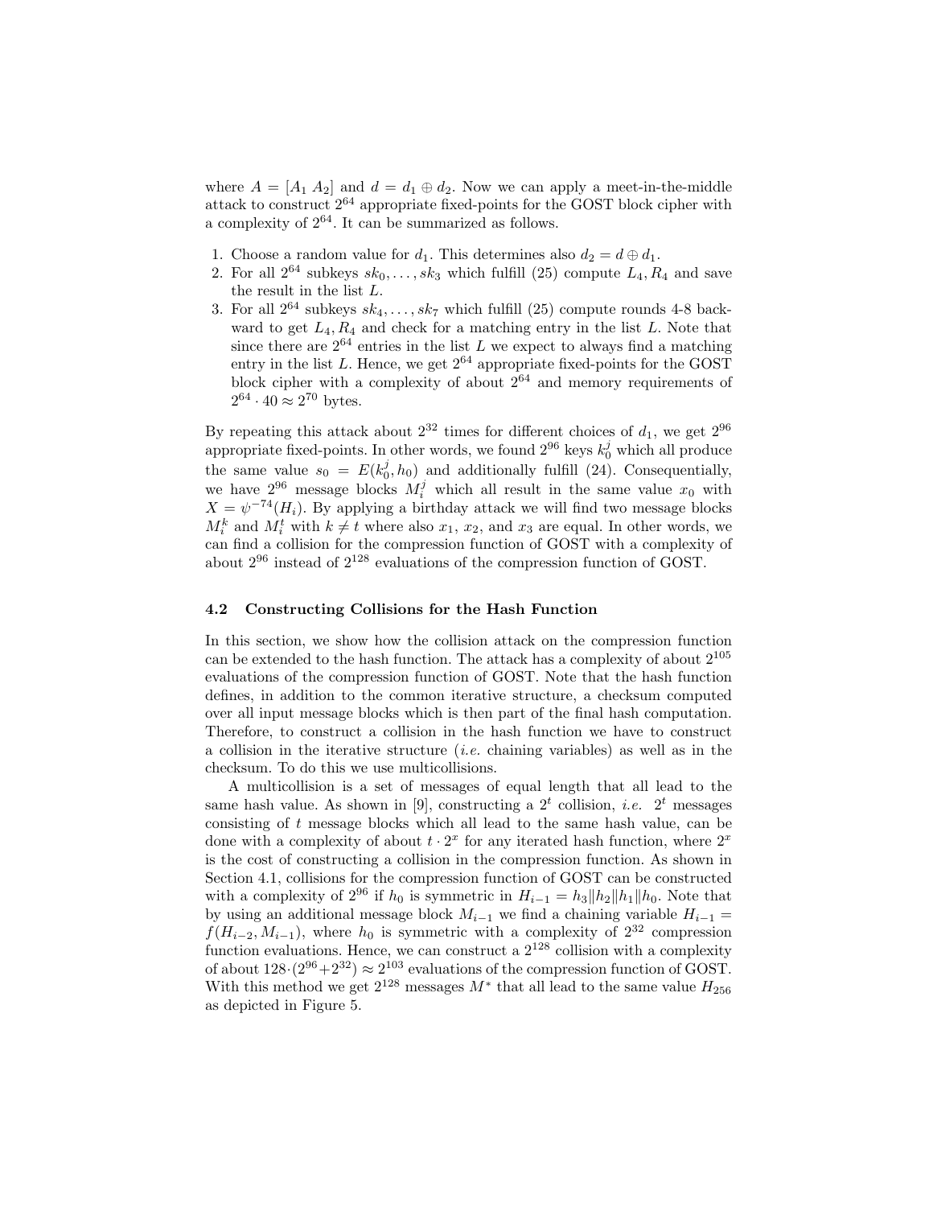where $A = [A_1\ A_2]$ and $d = d_1 \oplus d_2$. Now we can apply a meet-in-the-middle attack to construct $2^{64}$ appropriate fixed-points for the GOST block cipher with a complexity of $2^{64}$. It can be summarized as follows.

1. Choose a random value for $d_1$. This determines also $d_2 = d \oplus d_1$.
2. For all $2^{64}$ subkeys $sk_0, \ldots, sk_3$ which fulfill (25) compute $L_4, R_4$ and save the result in the list $L$.
3. For all $2^{64}$ subkeys $sk_4, \ldots, sk_7$ which fulfill (25) compute rounds 4-8 backward to get $L_4, R_4$ and check for a matching entry in the list $L$. Note that since there are $2^{64}$ entries in the list $L$ we expect to always find a matching entry in the list $L$. Hence, we get $2^{64}$ appropriate fixed-points for the GOST block cipher with a complexity of about $2^{64}$ and memory requirements of $2^{64} \cdot 40 \approx 2^{70}$ bytes.

By repeating this attack about $2^{32}$ times for different choices of $d_1$, we get $2^{96}$ appropriate fixed-points. In other words, we found $2^{96}$ keys $k_0^j$ which all produce the same value $s_0 = E(k_0^j, h_0)$ and additionally fulfill (24). Consequentially, we have $2^{96}$ message blocks $M_i^j$ which all result in the same value $x_0$ with $X = \psi^{-74}(H_i)$. By applying a birthday attack we will find two message blocks $M_i^k$ and $M_i^t$ with $k \neq t$ where also $x_1$, $x_2$, and $x_3$ are equal. In other words, we can find a collision for the compression function of GOST with a complexity of about $2^{96}$ instead of $2^{128}$ evaluations of the compression function of GOST.

### 4.2 Constructing Collisions for the Hash Function

In this section, we show how the collision attack on the compression function can be extended to the hash function. The attack has a complexity of about $2^{105}$ evaluations of the compression function of GOST. Note that the hash function defines, in addition to the common iterative structure, a checksum computed over all input message blocks which is then part of the final hash computation. Therefore, to construct a collision in the hash function we have to construct a collision in the iterative structure (*i.e.* chaining variables) as well as in the checksum. To do this we use multicollisions.

A multicollision is a set of messages of equal length that all lead to the same hash value. As shown in [9], constructing a $2^t$ collision, *i.e.* $2^t$ messages consisting of $t$ message blocks which all lead to the same hash value, can be done with a complexity of about $t \cdot 2^x$ for any iterated hash function, where $2^x$ is the cost of constructing a collision in the compression function. As shown in Section 4.1, collisions for the compression function of GOST can be constructed with a complexity of $2^{96}$ if $h_0$ is symmetric in $H_{i-1} = h_3 \| h_2 \| h_1 \| h_0$. Note that by using an additional message block $M_{i-1}$ we find a chaining variable $H_{i-1} = f(H_{i-2}, M_{i-1})$, where $h_0$ is symmetric with a complexity of $2^{32}$ compression function evaluations. Hence, we can construct a $2^{128}$ collision with a complexity of about $128 \cdot (2^{96} + 2^{32}) \approx 2^{103}$ evaluations of the compression function of GOST. With this method we get $2^{128}$ messages $M^*$ that all lead to the same value $H_{256}$ as depicted in Figure 5.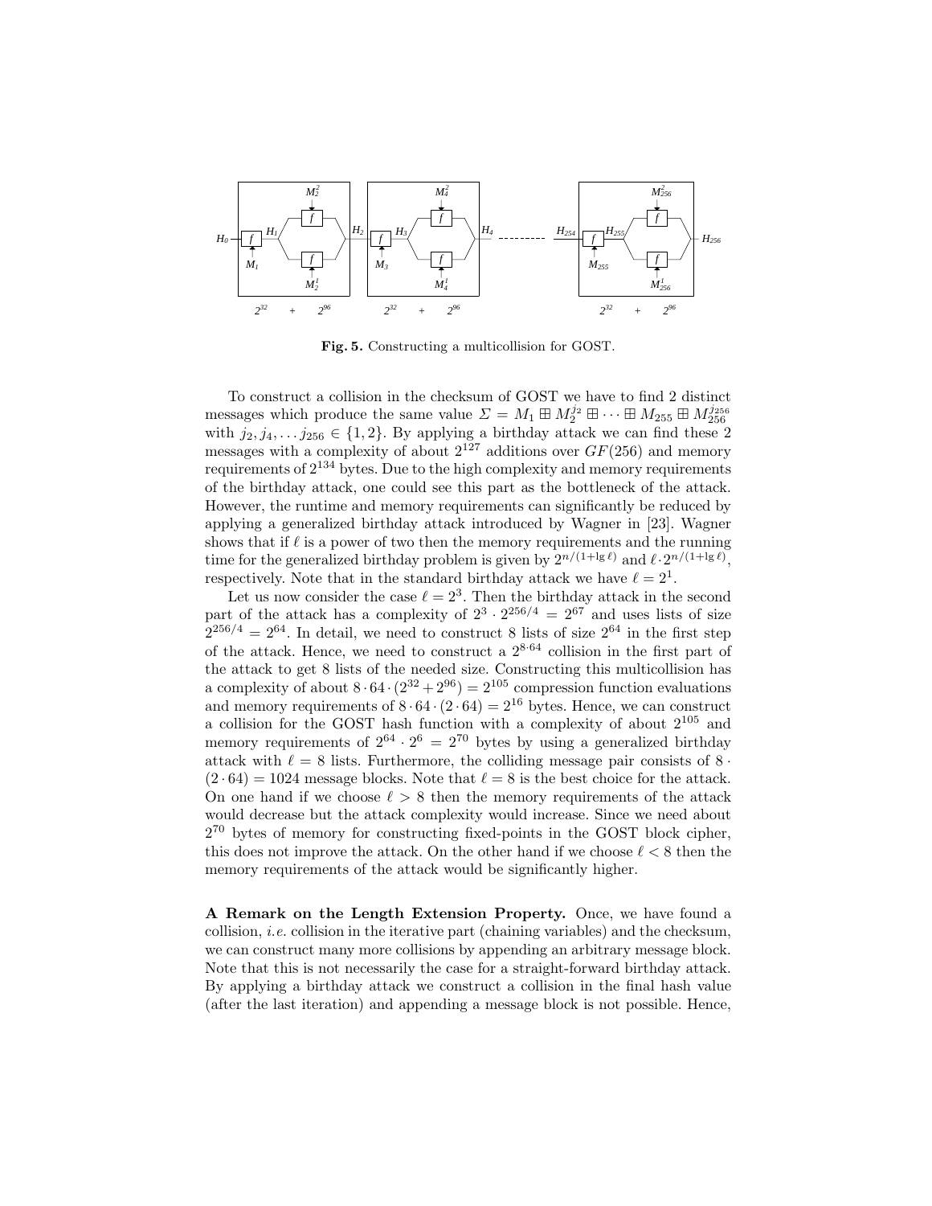**Fig. 5.** Constructing a multicollision for GOST.

To construct a collision in the checksum of GOST we have to find 2 distinct messages which produce the same value $\Sigma = M_1 \boxplus M_2^{j_2} \boxplus \cdots \boxplus M_{255} \boxplus M_{256}^{j_{256}}$ with $j_2, j_4, \ldots j_{256} \in \{1, 2\}$. By applying a birthday attack we can find these 2 messages with a complexity of about $2^{127}$ additions over $GF(256)$ and memory requirements of $2^{134}$ bytes. Due to the high complexity and memory requirements of the birthday attack, one could see this part as the bottleneck of the attack. However, the runtime and memory requirements can significantly be reduced by applying a generalized birthday attack introduced by Wagner in [23]. Wagner shows that if $\ell$ is a power of two then the memory requirements and the running time for the generalized birthday problem is given by $2^{n/(1+\lg \ell)}$ and $\ell \cdot 2^{n/(1+\lg \ell)}$, respectively. Note that in the standard birthday attack we have $\ell = 2^1$.

Let us now consider the case $\ell = 2^3$. Then the birthday attack in the second part of the attack has a complexity of $2^3 \cdot 2^{256/4} = 2^{67}$ and uses lists of size $2^{256/4} = 2^{64}$. In detail, we need to construct 8 lists of size $2^{64}$ in the first step of the attack. Hence, we need to construct a $2^{8 \cdot 64}$ collision in the first part of the attack to get 8 lists of the needed size. Constructing this multicollision has a complexity of about $8 \cdot 64 \cdot (2^{32} + 2^{96}) = 2^{105}$ compression function evaluations and memory requirements of $8 \cdot 64 \cdot (2 \cdot 64) = 2^{16}$ bytes. Hence, we can construct a collision for the GOST hash function with a complexity of about $2^{105}$ and memory requirements of $2^{64} \cdot 2^6 = 2^{70}$ bytes by using a generalized birthday attack with $\ell = 8$ lists. Furthermore, the colliding message pair consists of $8 \cdot (2 \cdot 64) = 1024$ message blocks. Note that $\ell = 8$ is the best choice for the attack. On one hand if we choose $\ell > 8$ then the memory requirements of the attack would decrease but the attack complexity would increase. Since we need about $2^{70}$ bytes of memory for constructing fixed-points in the GOST block cipher, this does not improve the attack. On the other hand if we choose $\ell < 8$ then the memory requirements of the attack would be significantly higher.

**A Remark on the Length Extension Property.** Once, we have found a collision, *i.e.* collision in the iterative part (chaining variables) and the checksum, we can construct many more collisions by appending an arbitrary message block. Note that this is not necessarily the case for a straight-forward birthday attack. By applying a birthday attack we construct a collision in the final hash value (after the last iteration) and appending a message block is not possible. Hence,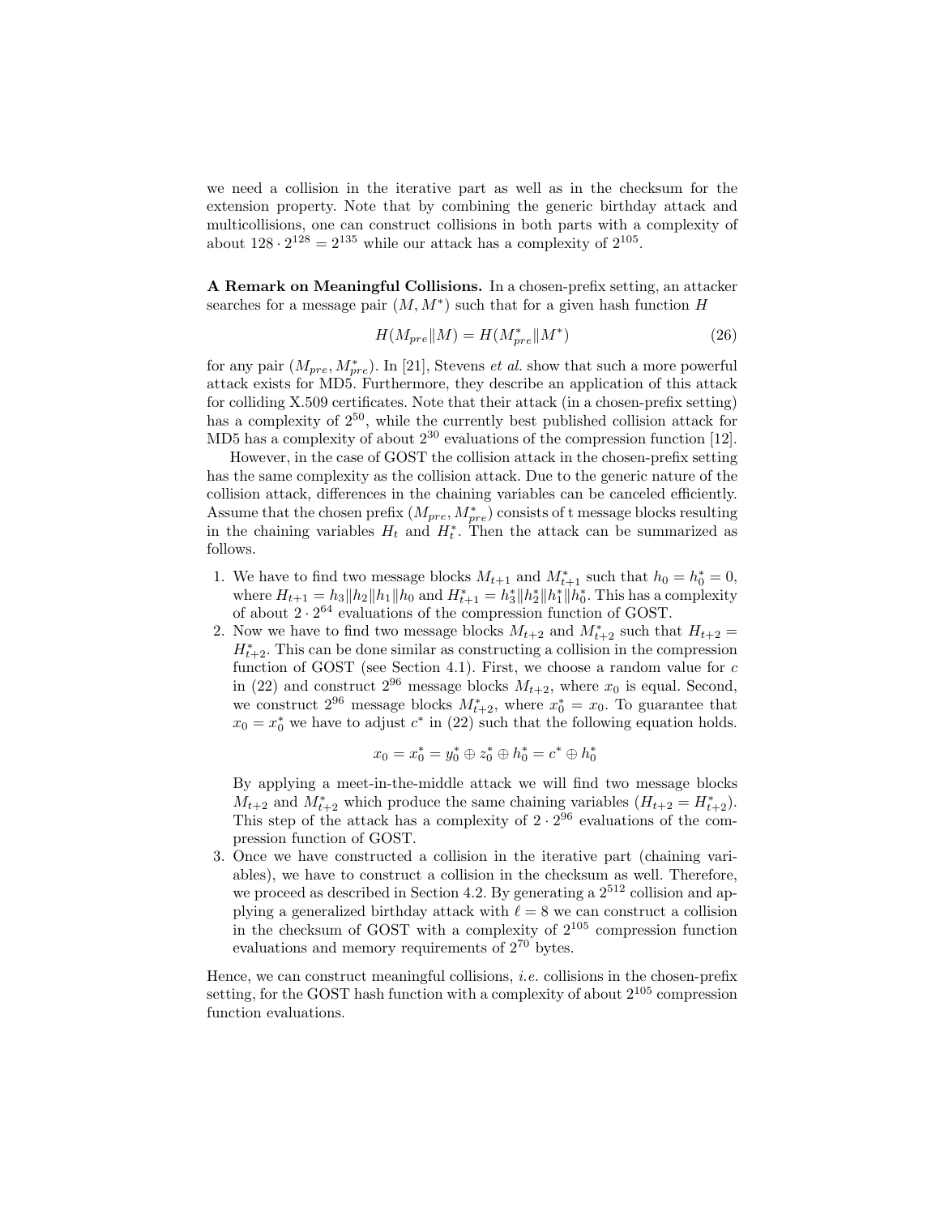we need a collision in the iterative part as well as in the checksum for the extension property. Note that by combining the generic birthday attack and multicollisions, one can construct collisions in both parts with a complexity of about $128 \cdot 2^{128} = 2^{135}$ while our attack has a complexity of $2^{105}$.

**A Remark on Meaningful Collisions.** In a chosen-prefix setting, an attacker searches for a message pair $(M, M^*)$ such that for a given hash function $H$

$$H(M_{pre} \| M) = H(M^*_{pre} \| M^*) \tag{26}$$

for any pair $(M_{pre}, M^*_{pre})$. In [21], Stevens *et al.* show that such a more powerful attack exists for MD5. Furthermore, they describe an application of this attack for colliding X.509 certificates. Note that their attack (in a chosen-prefix setting) has a complexity of $2^{50}$, while the currently best published collision attack for MD5 has a complexity of about $2^{30}$ evaluations of the compression function [12].

However, in the case of GOST the collision attack in the chosen-prefix setting has the same complexity as the collision attack. Due to the generic nature of the collision attack, differences in the chaining variables can be canceled efficiently. Assume that the chosen prefix $(M_{pre}, M^*_{pre})$ consists of t message blocks resulting in the chaining variables $H_t$ and $H^*_t$. Then the attack can be summarized as follows.

1. We have to find two message blocks $M_{t+1}$ and $M^*_{t+1}$ such that $h_0 = h^*_0 = 0$, where $H_{t+1} = h_3 \| h_2 \| h_1 \| h_0$ and $H^*_{t+1} = h^*_3 \| h^*_2 \| h^*_1 \| h^*_0$. This has a complexity of about $2 \cdot 2^{64}$ evaluations of the compression function of GOST.
2. Now we have to find two message blocks $M_{t+2}$ and $M^*_{t+2}$ such that $H_{t+2} = H^*_{t+2}$. This can be done similar as constructing a collision in the compression function of GOST (see Section 4.1). First, we choose a random value for $c$ in (22) and construct $2^{96}$ message blocks $M_{t+2}$, where $x_0$ is equal. Second, we construct $2^{96}$ message blocks $M^*_{t+2}$, where $x^*_0 = x_0$. To guarantee that $x_0 = x^*_0$ we have to adjust $c^*$ in (22) such that the following equation holds.

   $$x_0 = x^*_0 = y^*_0 \oplus z^*_0 \oplus h^*_0 = c^* \oplus h^*_0$$

   By applying a meet-in-the-middle attack we will find two message blocks $M_{t+2}$ and $M^*_{t+2}$ which produce the same chaining variables ($H_{t+2} = H^*_{t+2}$). This step of the attack has a complexity of $2 \cdot 2^{96}$ evaluations of the compression function of GOST.
3. Once we have constructed a collision in the iterative part (chaining variables), we have to construct a collision in the checksum as well. Therefore, we proceed as described in Section 4.2. By generating a $2^{512}$ collision and applying a generalized birthday attack with $\ell = 8$ we can construct a collision in the checksum of GOST with a complexity of $2^{105}$ compression function evaluations and memory requirements of $2^{70}$ bytes.

Hence, we can construct meaningful collisions, *i.e.* collisions in the chosen-prefix setting, for the GOST hash function with a complexity of about $2^{105}$ compression function evaluations.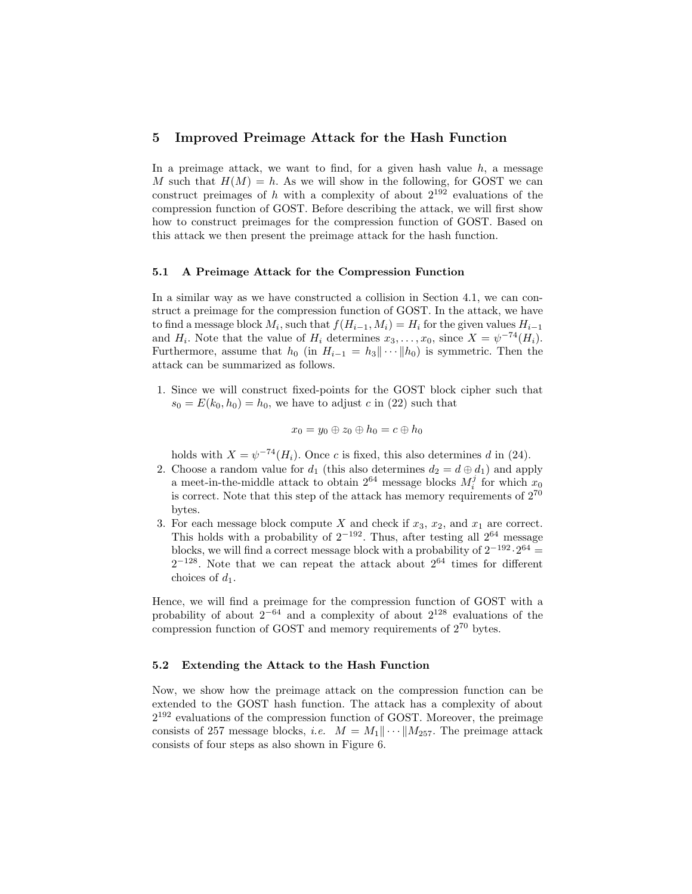## 5 Improved Preimage Attack for the Hash Function

In a preimage attack, we want to find, for a given hash value $h$, a message $M$ such that $H(M) = h$. As we will show in the following, for GOST we can construct preimages of $h$ with a complexity of about $2^{192}$ evaluations of the compression function of GOST. Before describing the attack, we will first show how to construct preimages for the compression function of GOST. Based on this attack we then present the preimage attack for the hash function.

### 5.1 A Preimage Attack for the Compression Function

In a similar way as we have constructed a collision in Section 4.1, we can construct a preimage for the compression function of GOST. In the attack, we have to find a message block $M_i$, such that $f(H_{i-1}, M_i) = H_i$ for the given values $H_{i-1}$ and $H_i$. Note that the value of $H_i$ determines $x_3, \ldots, x_0$, since $X = \psi^{-74}(H_i)$. Furthermore, assume that $h_0$ (in $H_{i-1} = h_3 \| \cdots \| h_0$) is symmetric. Then the attack can be summarized as follows.

1. Since we will construct fixed-points for the GOST block cipher such that $s_0 = E(k_0, h_0) = h_0$, we have to adjust $c$ in (22) such that

$$x_0 = y_0 \oplus z_0 \oplus h_0 = c \oplus h_0$$

   holds with $X = \psi^{-74}(H_i)$. Once $c$ is fixed, this also determines $d$ in (24).
2. Choose a random value for $d_1$ (this also determines $d_2 = d \oplus d_1$) and apply a meet-in-the-middle attack to obtain $2^{64}$ message blocks $M_i^j$ for which $x_0$ is correct. Note that this step of the attack has memory requirements of $2^{70}$ bytes.
3. For each message block compute $X$ and check if $x_3$, $x_2$, and $x_1$ are correct. This holds with a probability of $2^{-192}$. Thus, after testing all $2^{64}$ message blocks, we will find a correct message block with a probability of $2^{-192} \cdot 2^{64} = 2^{-128}$. Note that we can repeat the attack about $2^{64}$ times for different choices of $d_1$.

Hence, we will find a preimage for the compression function of GOST with a probability of about $2^{-64}$ and a complexity of about $2^{128}$ evaluations of the compression function of GOST and memory requirements of $2^{70}$ bytes.

### 5.2 Extending the Attack to the Hash Function

Now, we show how the preimage attack on the compression function can be extended to the GOST hash function. The attack has a complexity of about $2^{192}$ evaluations of the compression function of GOST. Moreover, the preimage consists of 257 message blocks, *i.e.* $M = M_1 \| \cdots \| M_{257}$. The preimage attack consists of four steps as also shown in Figure 6.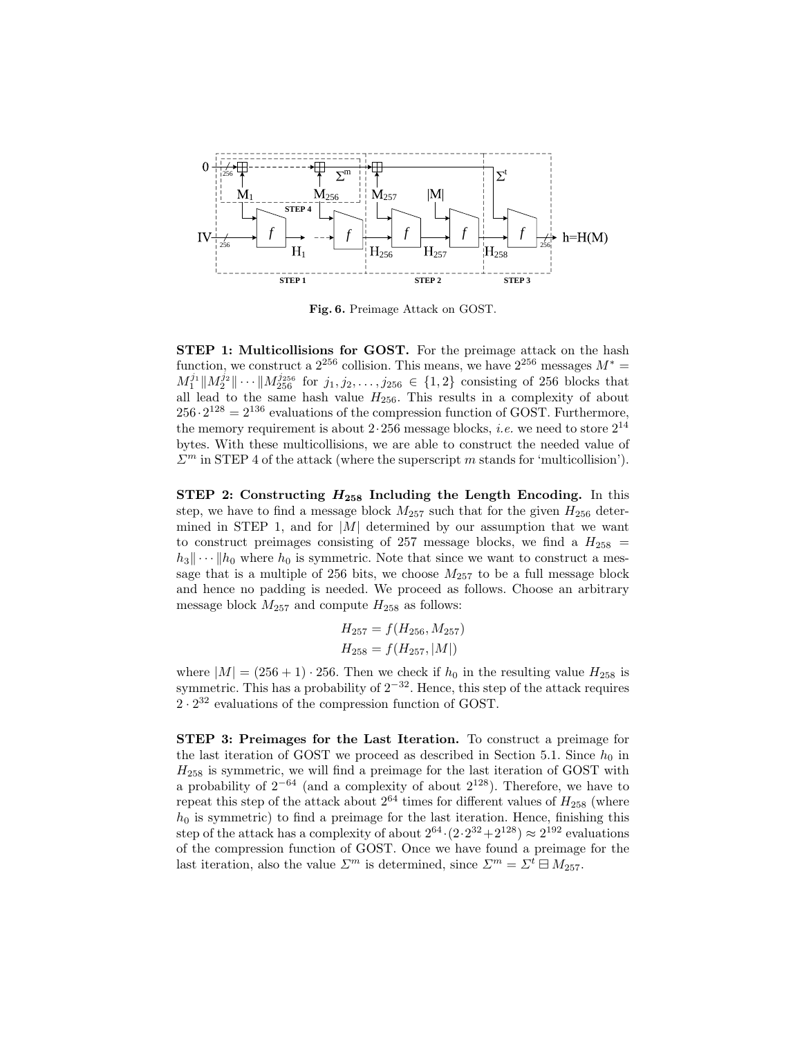**Fig. 6.** Preimage Attack on GOST.

**STEP 1: Multicollisions for GOST.** For the preimage attack on the hash function, we construct a $2^{256}$ collision. This means, we have $2^{256}$ messages $M^* = M_1^{j_1} \| M_2^{j_2} \| \cdots \| M_{256}^{j_{256}}$ for $j_1, j_2, \ldots, j_{256} \in \{1, 2\}$ consisting of 256 blocks that all lead to the same hash value $H_{256}$. This results in a complexity of about $256 \cdot 2^{128} = 2^{136}$ evaluations of the compression function of GOST. Furthermore, the memory requirement is about $2 \cdot 256$ message blocks, *i.e.* we need to store $2^{14}$ bytes. With these multicollisions, we are able to construct the needed value of $\Sigma^m$ in STEP 4 of the attack (where the superscript $m$ stands for 'multicollision').

**STEP 2: Constructing $H_{258}$ Including the Length Encoding.** In this step, we have to find a message block $M_{257}$ such that for the given $H_{256}$ determined in STEP 1, and for $|M|$ determined by our assumption that we want to construct preimages consisting of 257 message blocks, we find a $H_{258} = h_3 \| \cdots \| h_0$ where $h_0$ is symmetric. Note that since we want to construct a message that is a multiple of 256 bits, we choose $M_{257}$ to be a full message block and hence no padding is needed. We proceed as follows. Choose an arbitrary message block $M_{257}$ and compute $H_{258}$ as follows:

$$H_{257} = f(H_{256}, M_{257})$$
$$H_{258} = f(H_{257}, |M|)$$

where $|M| = (256 + 1) \cdot 256$. Then we check if $h_0$ in the resulting value $H_{258}$ is symmetric. This has a probability of $2^{-32}$. Hence, this step of the attack requires $2 \cdot 2^{32}$ evaluations of the compression function of GOST.

**STEP 3: Preimages for the Last Iteration.** To construct a preimage for the last iteration of GOST we proceed as described in Section 5.1. Since $h_0$ in $H_{258}$ is symmetric, we will find a preimage for the last iteration of GOST with a probability of $2^{-64}$ (and a complexity of about $2^{128}$). Therefore, we have to repeat this step of the attack about $2^{64}$ times for different values of $H_{258}$ (where $h_0$ is symmetric) to find a preimage for the last iteration. Hence, finishing this step of the attack has a complexity of about $2^{64} \cdot (2 \cdot 2^{32} + 2^{128}) \approx 2^{192}$ evaluations of the compression function of GOST. Once we have found a preimage for the last iteration, also the value $\Sigma^m$ is determined, since $\Sigma^m = \Sigma^t \boxminus M_{257}$.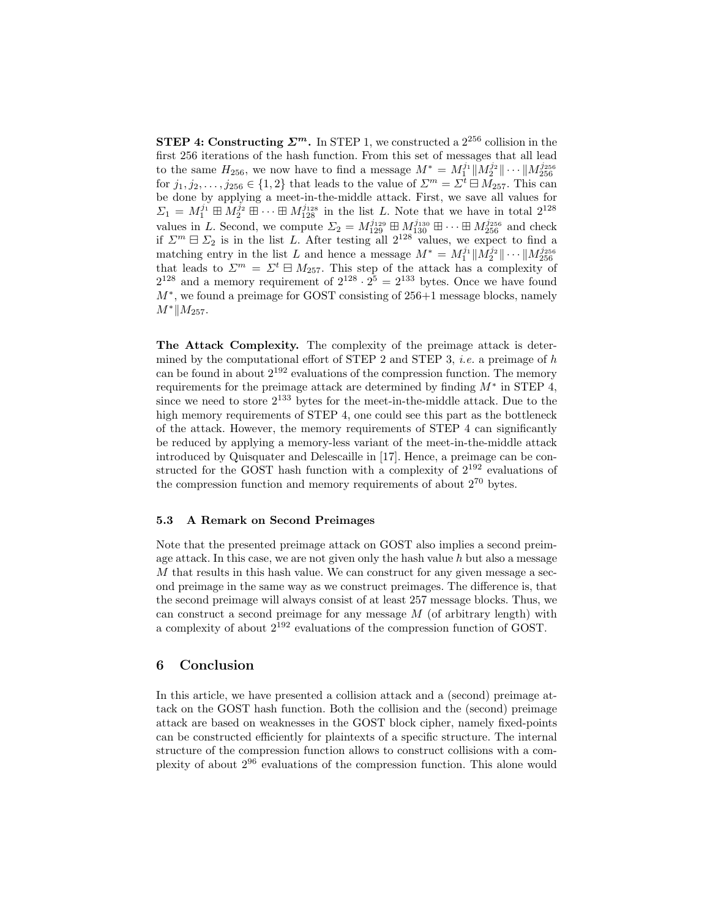**STEP 4: Constructing $\varSigma^m$.** In STEP 1, we constructed a $2^{256}$ collision in the first 256 iterations of the hash function. From this set of messages that all lead to the same $H_{256}$, we now have to find a message $M^* = M_1^{j_1} \| M_2^{j_2} \| \cdots \| M_{256}^{j_{256}}$ for $j_1, j_2, \ldots, j_{256} \in \{1, 2\}$ that leads to the value of $\varSigma^m = \varSigma^t \boxminus M_{257}$. This can be done by applying a meet-in-the-middle attack. First, we save all values for $\varSigma_1 = M_1^{j_1} \boxplus M_2^{j_2} \boxplus \cdots \boxplus M_{128}^{j_{128}}$ in the list $L$. Note that we have in total $2^{128}$ values in $L$. Second, we compute $\varSigma_2 = M_{129}^{j_{129}} \boxplus M_{130}^{j_{130}} \boxplus \cdots \boxplus M_{256}^{j_{256}}$ and check if $\varSigma^m \boxminus \varSigma_2$ is in the list $L$. After testing all $2^{128}$ values, we expect to find a matching entry in the list $L$ and hence a message $M^* = M_1^{j_1} \| M_2^{j_2} \| \cdots \| M_{256}^{j_{256}}$ that leads to $\varSigma^m = \varSigma^t \boxminus M_{257}$. This step of the attack has a complexity of $2^{128}$ and a memory requirement of $2^{128} \cdot 2^5 = 2^{133}$ bytes. Once we have found $M^*$, we found a preimage for GOST consisting of 256+1 message blocks, namely $M^* \| M_{257}$.

**The Attack Complexity.** The complexity of the preimage attack is determined by the computational effort of STEP 2 and STEP 3, *i.e.* a preimage of $h$ can be found in about $2^{192}$ evaluations of the compression function. The memory requirements for the preimage attack are determined by finding $M^*$ in STEP 4, since we need to store $2^{133}$ bytes for the meet-in-the-middle attack. Due to the high memory requirements of STEP 4, one could see this part as the bottleneck of the attack. However, the memory requirements of STEP 4 can significantly be reduced by applying a memory-less variant of the meet-in-the-middle attack introduced by Quisquater and Delescaille in [17]. Hence, a preimage can be constructed for the GOST hash function with a complexity of $2^{192}$ evaluations of the compression function and memory requirements of about $2^{70}$ bytes.

### 5.3 A Remark on Second Preimages

Note that the presented preimage attack on GOST also implies a second preimage attack. In this case, we are not given only the hash value $h$ but also a message $M$ that results in this hash value. We can construct for any given message a second preimage in the same way as we construct preimages. The difference is, that the second preimage will always consist of at least 257 message blocks. Thus, we can construct a second preimage for any message $M$ (of arbitrary length) with a complexity of about $2^{192}$ evaluations of the compression function of GOST.

## 6 Conclusion

In this article, we have presented a collision attack and a (second) preimage attack on the GOST hash function. Both the collision and the (second) preimage attack are based on weaknesses in the GOST block cipher, namely fixed-points can be constructed efficiently for plaintexts of a specific structure. The internal structure of the compression function allows to construct collisions with a complexity of about $2^{96}$ evaluations of the compression function. This alone would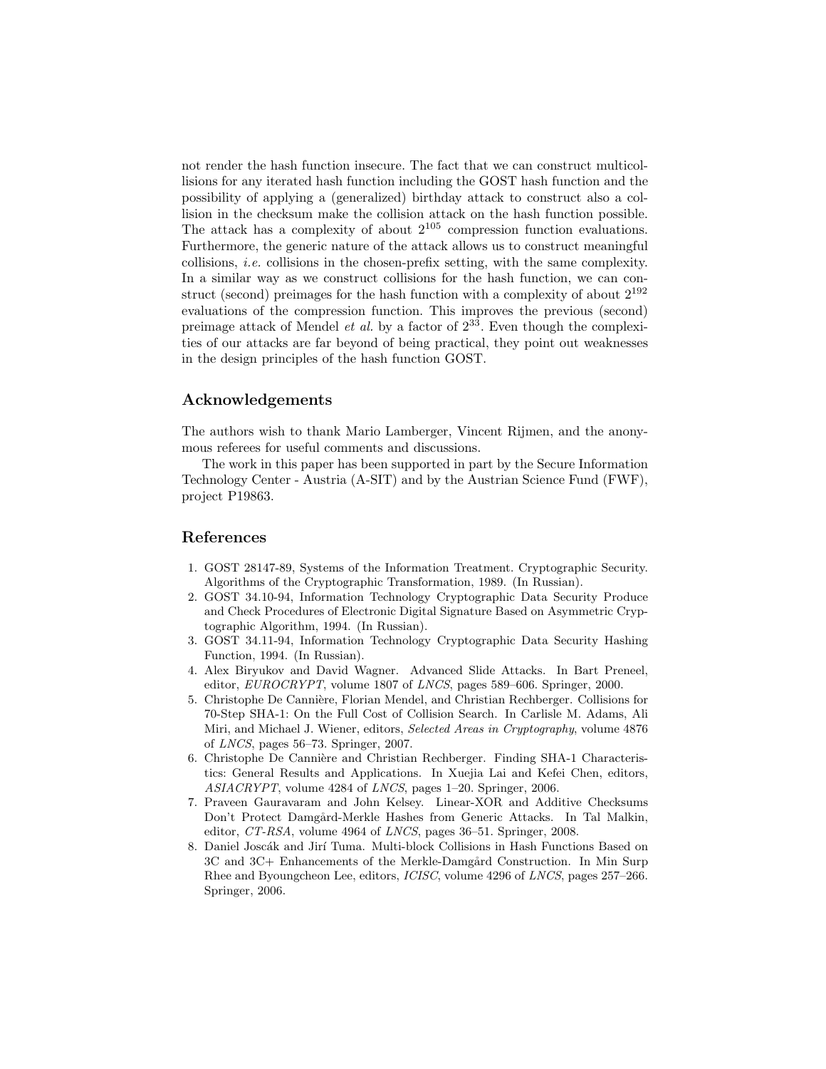not render the hash function insecure. The fact that we can construct multicollisions for any iterated hash function including the GOST hash function and the possibility of applying a (generalized) birthday attack to construct also a collision in the checksum make the collision attack on the hash function possible. The attack has a complexity of about $2^{105}$ compression function evaluations. Furthermore, the generic nature of the attack allows us to construct meaningful collisions, *i.e.* collisions in the chosen-prefix setting, with the same complexity. In a similar way as we construct collisions for the hash function, we can construct (second) preimages for the hash function with a complexity of about $2^{192}$ evaluations of the compression function. This improves the previous (second) preimage attack of Mendel *et al.* by a factor of $2^{33}$. Even though the complexities of our attacks are far beyond of being practical, they point out weaknesses in the design principles of the hash function GOST.

## Acknowledgements

The authors wish to thank Mario Lamberger, Vincent Rijmen, and the anonymous referees for useful comments and discussions.

The work in this paper has been supported in part by the Secure Information Technology Center - Austria (A-SIT) and by the Austrian Science Fund (FWF), project P19863.

## References

1. GOST 28147-89, Systems of the Information Treatment. Cryptographic Security. Algorithms of the Cryptographic Transformation, 1989. (In Russian).
2. GOST 34.10-94, Information Technology Cryptographic Data Security Produce and Check Procedures of Electronic Digital Signature Based on Asymmetric Cryptographic Algorithm, 1994. (In Russian).
3. GOST 34.11-94, Information Technology Cryptographic Data Security Hashing Function, 1994. (In Russian).
4. Alex Biryukov and David Wagner. Advanced Slide Attacks. In Bart Preneel, editor, *EUROCRYPT*, volume 1807 of *LNCS*, pages 589–606. Springer, 2000.
5. Christophe De Cannière, Florian Mendel, and Christian Rechberger. Collisions for 70-Step SHA-1: On the Full Cost of Collision Search. In Carlisle M. Adams, Ali Miri, and Michael J. Wiener, editors, *Selected Areas in Cryptography*, volume 4876 of *LNCS*, pages 56–73. Springer, 2007.
6. Christophe De Cannière and Christian Rechberger. Finding SHA-1 Characteristics: General Results and Applications. In Xuejia Lai and Kefei Chen, editors, *ASIACRYPT*, volume 4284 of *LNCS*, pages 1–20. Springer, 2006.
7. Praveen Gauravaram and John Kelsey. Linear-XOR and Additive Checksums Don't Protect Damgård-Merkle Hashes from Generic Attacks. In Tal Malkin, editor, *CT-RSA*, volume 4964 of *LNCS*, pages 36–51. Springer, 2008.
8. Daniel Joscák and Jirí Tuma. Multi-block Collisions in Hash Functions Based on 3C and 3C+ Enhancements of the Merkle-Damgård Construction. In Min Surp Rhee and Byoungcheon Lee, editors, *ICISC*, volume 4296 of *LNCS*, pages 257–266. Springer, 2006.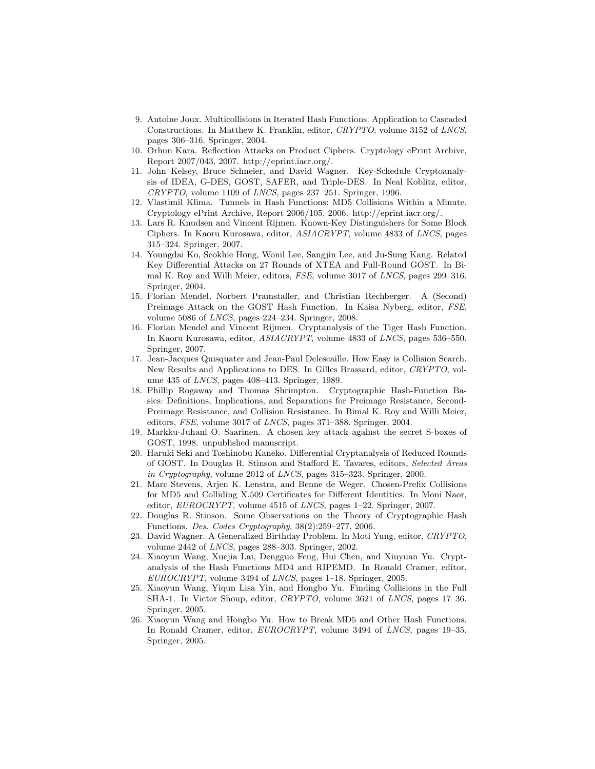9. Antoine Joux. Multicollisions in Iterated Hash Functions. Application to Cascaded Constructions. In Matthew K. Franklin, editor, *CRYPTO*, volume 3152 of *LNCS*, pages 306–316. Springer, 2004.
10. Orhun Kara. Reflection Attacks on Product Ciphers. Cryptology ePrint Archive, Report 2007/043, 2007. http://eprint.iacr.org/.
11. John Kelsey, Bruce Schneier, and David Wagner. Key-Schedule Cryptoanalysis of IDEA, G-DES, GOST, SAFER, and Triple-DES. In Neal Koblitz, editor, *CRYPTO*, volume 1109 of *LNCS*, pages 237–251. Springer, 1996.
12. Vlastimil Klima. Tunnels in Hash Functions: MD5 Collisions Within a Minute. Cryptology ePrint Archive, Report 2006/105, 2006. http://eprint.iacr.org/.
13. Lars R. Knudsen and Vincent Rijmen. Known-Key Distinguishers for Some Block Ciphers. In Kaoru Kurosawa, editor, *ASIACRYPT*, volume 4833 of *LNCS*, pages 315–324. Springer, 2007.
14. Youngdai Ko, Seokhie Hong, Wonil Lee, Sangjin Lee, and Ju-Sung Kang. Related Key Differential Attacks on 27 Rounds of XTEA and Full-Round GOST. In Bimal K. Roy and Willi Meier, editors, *FSE*, volume 3017 of *LNCS*, pages 299–316. Springer, 2004.
15. Florian Mendel, Norbert Pramstaller, and Christian Rechberger. A (Second) Preimage Attack on the GOST Hash Function. In Kaisa Nyberg, editor, *FSE*, volume 5086 of *LNCS*, pages 224–234. Springer, 2008.
16. Florian Mendel and Vincent Rijmen. Cryptanalysis of the Tiger Hash Function. In Kaoru Kurosawa, editor, *ASIACRYPT*, volume 4833 of *LNCS*, pages 536–550. Springer, 2007.
17. Jean-Jacques Quisquater and Jean-Paul Delescaille. How Easy is Collision Search. New Results and Applications to DES. In Gilles Brassard, editor, *CRYPTO*, volume 435 of *LNCS*, pages 408–413. Springer, 1989.
18. Phillip Rogaway and Thomas Shrimpton. Cryptographic Hash-Function Basics: Definitions, Implications, and Separations for Preimage Resistance, Second-Preimage Resistance, and Collision Resistance. In Bimal K. Roy and Willi Meier, editors, *FSE*, volume 3017 of *LNCS*, pages 371–388. Springer, 2004.
19. Markku-Juhani O. Saarinen. A chosen key attack against the secret S-boxes of GOST, 1998. unpublished manuscript.
20. Haruki Seki and Toshinobu Kaneko. Differential Cryptanalysis of Reduced Rounds of GOST. In Douglas R. Stinson and Stafford E. Tavares, editors, *Selected Areas in Cryptography*, volume 2012 of *LNCS*, pages 315–323. Springer, 2000.
21. Marc Stevens, Arjen K. Lenstra, and Benne de Weger. Chosen-Prefix Collisions for MD5 and Colliding X.509 Certificates for Different Identities. In Moni Naor, editor, *EUROCRYPT*, volume 4515 of *LNCS*, pages 1–22. Springer, 2007.
22. Douglas R. Stinson. Some Observations on the Theory of Cryptographic Hash Functions. *Des. Codes Cryptography*, 38(2):259–277, 2006.
23. David Wagner. A Generalized Birthday Problem. In Moti Yung, editor, *CRYPTO*, volume 2442 of *LNCS*, pages 288–303. Springer, 2002.
24. Xiaoyun Wang, Xuejia Lai, Dengguo Feng, Hui Chen, and Xiuyuan Yu. Cryptanalysis of the Hash Functions MD4 and RIPEMD. In Ronald Cramer, editor, *EUROCRYPT*, volume 3494 of *LNCS*, pages 1–18. Springer, 2005.
25. Xiaoyun Wang, Yiqun Lisa Yin, and Hongbo Yu. Finding Collisions in the Full SHA-1. In Victor Shoup, editor, *CRYPTO*, volume 3621 of *LNCS*, pages 17–36. Springer, 2005.
26. Xiaoyun Wang and Hongbo Yu. How to Break MD5 and Other Hash Functions. In Ronald Cramer, editor, *EUROCRYPT*, volume 3494 of *LNCS*, pages 19–35. Springer, 2005.